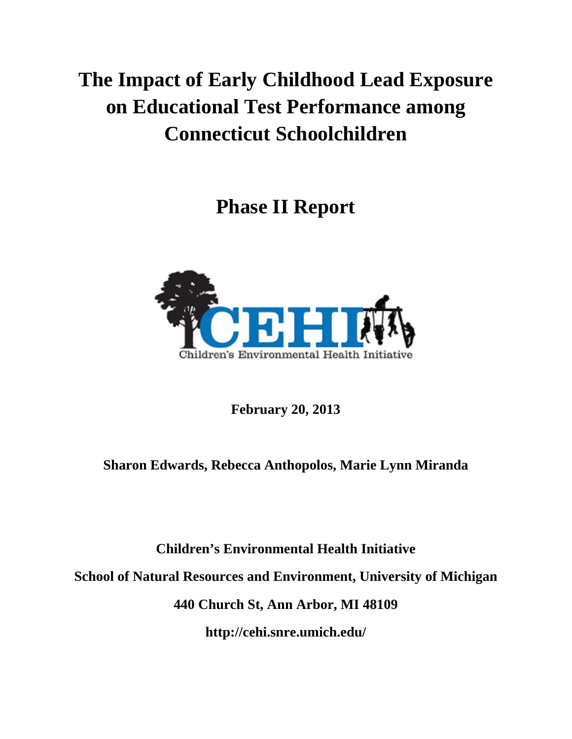# The Impact of Early Childhood Lead Exposure on Educational Test Performance among Connecticut Schoolchildren

## Phase II Report

CEHI
Children's Environmental Health Initiative

**February 20, 2013**

**Sharon Edwards, Rebecca Anthopolos, Marie Lynn Miranda**

**Children's Environmental Health Initiative**

**School of Natural Resources and Environment, University of Michigan**

**440 Church St, Ann Arbor, MI 48109**

**http://cehi.snre.umich.edu/**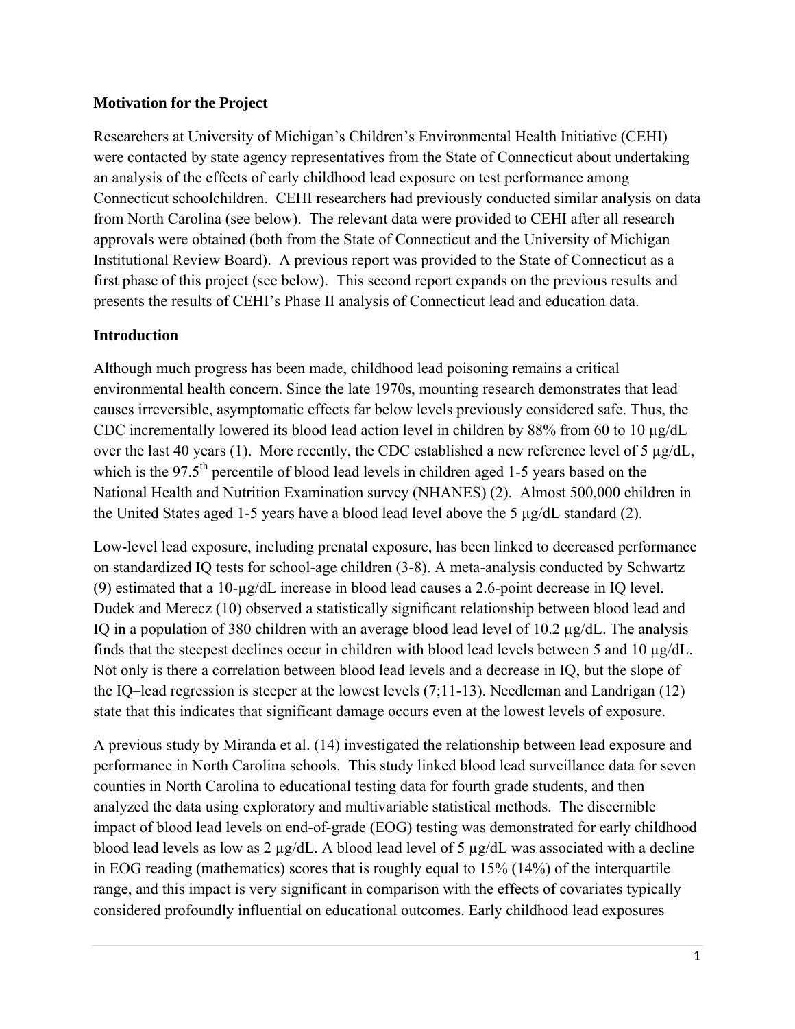**Motivation for the Project**

Researchers at University of Michigan's Children's Environmental Health Initiative (CEHI) were contacted by state agency representatives from the State of Connecticut about undertaking an analysis of the effects of early childhood lead exposure on test performance among Connecticut schoolchildren. CEHI researchers had previously conducted similar analysis on data from North Carolina (see below). The relevant data were provided to CEHI after all research approvals were obtained (both from the State of Connecticut and the University of Michigan Institutional Review Board). A previous report was provided to the State of Connecticut as a first phase of this project (see below). This second report expands on the previous results and presents the results of CEHI's Phase II analysis of Connecticut lead and education data.

**Introduction**

Although much progress has been made, childhood lead poisoning remains a critical environmental health concern. Since the late 1970s, mounting research demonstrates that lead causes irreversible, asymptomatic effects far below levels previously considered safe. Thus, the CDC incrementally lowered its blood lead action level in children by 88% from 60 to 10 µg/dL over the last 40 years (1). More recently, the CDC established a new reference level of 5 µg/dL, which is the 97.5$^{th}$ percentile of blood lead levels in children aged 1-5 years based on the National Health and Nutrition Examination survey (NHANES) (2). Almost 500,000 children in the United States aged 1-5 years have a blood lead level above the 5 µg/dL standard (2).

Low-level lead exposure, including prenatal exposure, has been linked to decreased performance on standardized IQ tests for school-age children (3-8). A meta-analysis conducted by Schwartz (9) estimated that a 10-µg/dL increase in blood lead causes a 2.6-point decrease in IQ level. Dudek and Merecz (10) observed a statistically significant relationship between blood lead and IQ in a population of 380 children with an average blood lead level of 10.2 µg/dL. The analysis finds that the steepest declines occur in children with blood lead levels between 5 and 10 µg/dL. Not only is there a correlation between blood lead levels and a decrease in IQ, but the slope of the IQ–lead regression is steeper at the lowest levels (7;11-13). Needleman and Landrigan (12) state that this indicates that significant damage occurs even at the lowest levels of exposure.

A previous study by Miranda et al. (14) investigated the relationship between lead exposure and performance in North Carolina schools. This study linked blood lead surveillance data for seven counties in North Carolina to educational testing data for fourth grade students, and then analyzed the data using exploratory and multivariable statistical methods. The discernible impact of blood lead levels on end-of-grade (EOG) testing was demonstrated for early childhood blood lead levels as low as 2 µg/dL. A blood lead level of 5 µg/dL was associated with a decline in EOG reading (mathematics) scores that is roughly equal to 15% (14%) of the interquartile range, and this impact is very significant in comparison with the effects of covariates typically considered profoundly influential on educational outcomes. Early childhood lead exposures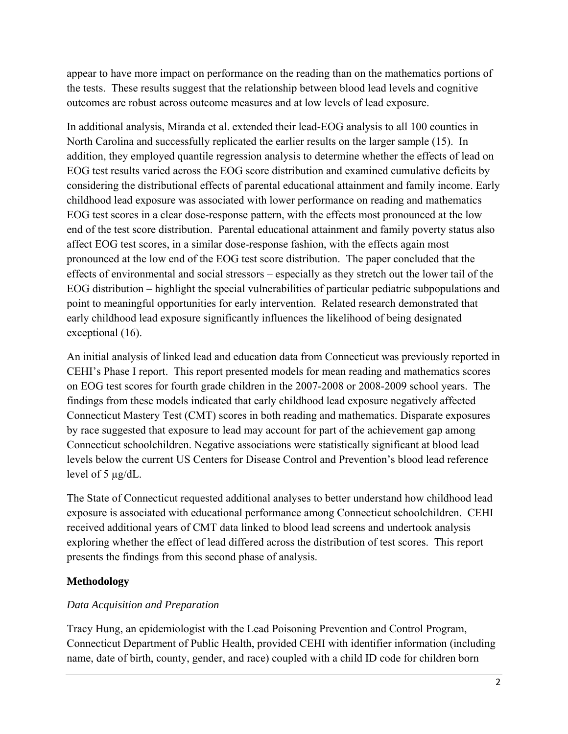appear to have more impact on performance on the reading than on the mathematics portions of the tests. These results suggest that the relationship between blood lead levels and cognitive outcomes are robust across outcome measures and at low levels of lead exposure.

In additional analysis, Miranda et al. extended their lead-EOG analysis to all 100 counties in North Carolina and successfully replicated the earlier results on the larger sample (15). In addition, they employed quantile regression analysis to determine whether the effects of lead on EOG test results varied across the EOG score distribution and examined cumulative deficits by considering the distributional effects of parental educational attainment and family income. Early childhood lead exposure was associated with lower performance on reading and mathematics EOG test scores in a clear dose-response pattern, with the effects most pronounced at the low end of the test score distribution. Parental educational attainment and family poverty status also affect EOG test scores, in a similar dose-response fashion, with the effects again most pronounced at the low end of the EOG test score distribution. The paper concluded that the effects of environmental and social stressors – especially as they stretch out the lower tail of the EOG distribution – highlight the special vulnerabilities of particular pediatric subpopulations and point to meaningful opportunities for early intervention. Related research demonstrated that early childhood lead exposure significantly influences the likelihood of being designated exceptional (16).

An initial analysis of linked lead and education data from Connecticut was previously reported in CEHI's Phase I report. This report presented models for mean reading and mathematics scores on EOG test scores for fourth grade children in the 2007-2008 or 2008-2009 school years. The findings from these models indicated that early childhood lead exposure negatively affected Connecticut Mastery Test (CMT) scores in both reading and mathematics. Disparate exposures by race suggested that exposure to lead may account for part of the achievement gap among Connecticut schoolchildren. Negative associations were statistically significant at blood lead levels below the current US Centers for Disease Control and Prevention's blood lead reference level of 5 µg/dL.

The State of Connecticut requested additional analyses to better understand how childhood lead exposure is associated with educational performance among Connecticut schoolchildren. CEHI received additional years of CMT data linked to blood lead screens and undertook analysis exploring whether the effect of lead differed across the distribution of test scores. This report presents the findings from this second phase of analysis.

## Methodology

### *Data Acquisition and Preparation*

Tracy Hung, an epidemiologist with the Lead Poisoning Prevention and Control Program, Connecticut Department of Public Health, provided CEHI with identifier information (including name, date of birth, county, gender, and race) coupled with a child ID code for children born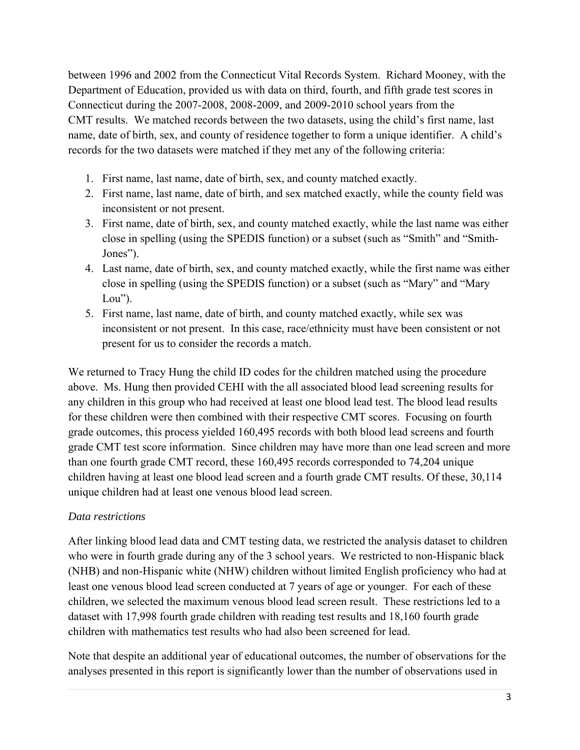between 1996 and 2002 from the Connecticut Vital Records System. Richard Mooney, with the Department of Education, provided us with data on third, fourth, and fifth grade test scores in Connecticut during the 2007-2008, 2008-2009, and 2009-2010 school years from the CMT results. We matched records between the two datasets, using the child's first name, last name, date of birth, sex, and county of residence together to form a unique identifier. A child's records for the two datasets were matched if they met any of the following criteria:

1. First name, last name, date of birth, sex, and county matched exactly.
2. First name, last name, date of birth, and sex matched exactly, while the county field was inconsistent or not present.
3. First name, date of birth, sex, and county matched exactly, while the last name was either close in spelling (using the SPEDIS function) or a subset (such as "Smith" and "Smith-Jones").
4. Last name, date of birth, sex, and county matched exactly, while the first name was either close in spelling (using the SPEDIS function) or a subset (such as "Mary" and "Mary Lou").
5. First name, last name, date of birth, and county matched exactly, while sex was inconsistent or not present. In this case, race/ethnicity must have been consistent or not present for us to consider the records a match.

We returned to Tracy Hung the child ID codes for the children matched using the procedure above. Ms. Hung then provided CEHI with the all associated blood lead screening results for any children in this group who had received at least one blood lead test. The blood lead results for these children were then combined with their respective CMT scores. Focusing on fourth grade outcomes, this process yielded 160,495 records with both blood lead screens and fourth grade CMT test score information. Since children may have more than one lead screen and more than one fourth grade CMT record, these 160,495 records corresponded to 74,204 unique children having at least one blood lead screen and a fourth grade CMT results. Of these, 30,114 unique children had at least one venous blood lead screen.

*Data restrictions*

After linking blood lead data and CMT testing data, we restricted the analysis dataset to children who were in fourth grade during any of the 3 school years. We restricted to non-Hispanic black (NHB) and non-Hispanic white (NHW) children without limited English proficiency who had at least one venous blood lead screen conducted at 7 years of age or younger. For each of these children, we selected the maximum venous blood lead screen result. These restrictions led to a dataset with 17,998 fourth grade children with reading test results and 18,160 fourth grade children with mathematics test results who had also been screened for lead.

Note that despite an additional year of educational outcomes, the number of observations for the analyses presented in this report is significantly lower than the number of observations used in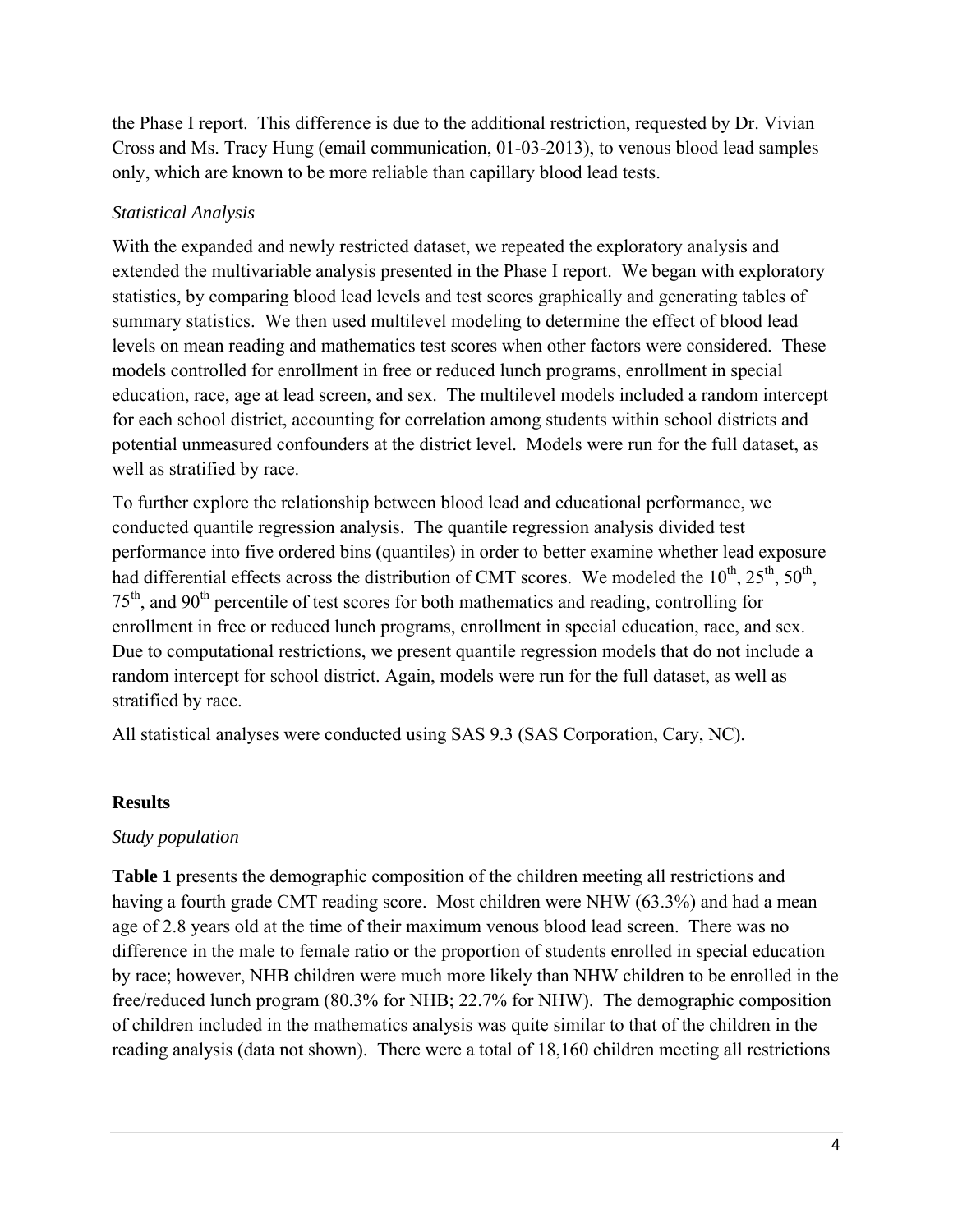the Phase I report. This difference is due to the additional restriction, requested by Dr. Vivian Cross and Ms. Tracy Hung (email communication, 01-03-2013), to venous blood lead samples only, which are known to be more reliable than capillary blood lead tests.

### *Statistical Analysis*

With the expanded and newly restricted dataset, we repeated the exploratory analysis and extended the multivariable analysis presented in the Phase I report. We began with exploratory statistics, by comparing blood lead levels and test scores graphically and generating tables of summary statistics. We then used multilevel modeling to determine the effect of blood lead levels on mean reading and mathematics test scores when other factors were considered. These models controlled for enrollment in free or reduced lunch programs, enrollment in special education, race, age at lead screen, and sex. The multilevel models included a random intercept for each school district, accounting for correlation among students within school districts and potential unmeasured confounders at the district level. Models were run for the full dataset, as well as stratified by race.

To further explore the relationship between blood lead and educational performance, we conducted quantile regression analysis. The quantile regression analysis divided test performance into five ordered bins (quantiles) in order to better examine whether lead exposure had differential effects across the distribution of CMT scores. We modeled the 10$^{th}$, 25$^{th}$, 50$^{th}$, 75$^{th}$, and 90$^{th}$ percentile of test scores for both mathematics and reading, controlling for enrollment in free or reduced lunch programs, enrollment in special education, race, and sex. Due to computational restrictions, we present quantile regression models that do not include a random intercept for school district. Again, models were run for the full dataset, as well as stratified by race.

All statistical analyses were conducted using SAS 9.3 (SAS Corporation, Cary, NC).

## **Results**

### *Study population*

**Table 1** presents the demographic composition of the children meeting all restrictions and having a fourth grade CMT reading score. Most children were NHW (63.3%) and had a mean age of 2.8 years old at the time of their maximum venous blood lead screen. There was no difference in the male to female ratio or the proportion of students enrolled in special education by race; however, NHB children were much more likely than NHW children to be enrolled in the free/reduced lunch program (80.3% for NHB; 22.7% for NHW). The demographic composition of children included in the mathematics analysis was quite similar to that of the children in the reading analysis (data not shown). There were a total of 18,160 children meeting all restrictions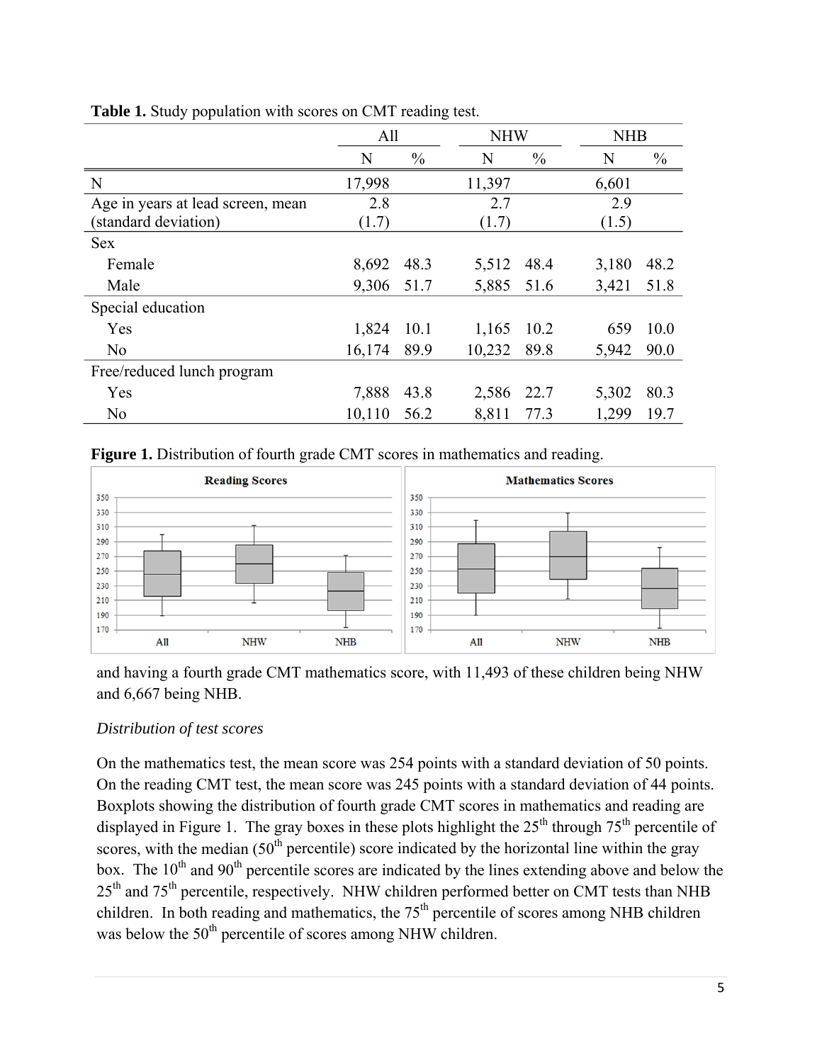**Table 1.** Study population with scores on CMT reading test.

| | All | | NHW | | NHB | |
|---|---|---|---|---|---|---|
| | N | % | N | % | N | % |
| N | 17,998 | | 11,397 | | 6,601 | |
| Age in years at lead screen, mean (standard deviation) | 2.8 (1.7) | | 2.7 (1.7) | | 2.9 (1.5) | |
| Sex | | | | | | |
| Female | 8,692 | 48.3 | 5,512 | 48.4 | 3,180 | 48.2 |
| Male | 9,306 | 51.7 | 5,885 | 51.6 | 3,421 | 51.8 |
| Special education | | | | | | |
| Yes | 1,824 | 10.1 | 1,165 | 10.2 | 659 | 10.0 |
| No | 16,174 | 89.9 | 10,232 | 89.8 | 5,942 | 90.0 |
| Free/reduced lunch program | | | | | | |
| Yes | 7,888 | 43.8 | 2,586 | 22.7 | 5,302 | 80.3 |
| No | 10,110 | 56.2 | 8,811 | 77.3 | 1,299 | 19.7 |

**Figure 1.** Distribution of fourth grade CMT scores in mathematics and reading.

and having a fourth grade CMT mathematics score, with 11,493 of these children being NHW and 6,667 being NHB.

*Distribution of test scores*

On the mathematics test, the mean score was 254 points with a standard deviation of 50 points. On the reading CMT test, the mean score was 245 points with a standard deviation of 44 points. Boxplots showing the distribution of fourth grade CMT scores in mathematics and reading are displayed in Figure 1. The gray boxes in these plots highlight the 25th through 75th percentile of scores, with the median (50th percentile) score indicated by the horizontal line within the gray box. The 10th and 90th percentile scores are indicated by the lines extending above and below the 25th and 75th percentile, respectively. NHW children performed better on CMT tests than NHB children. In both reading and mathematics, the 75th percentile of scores among NHB children was below the 50th percentile of scores among NHW children.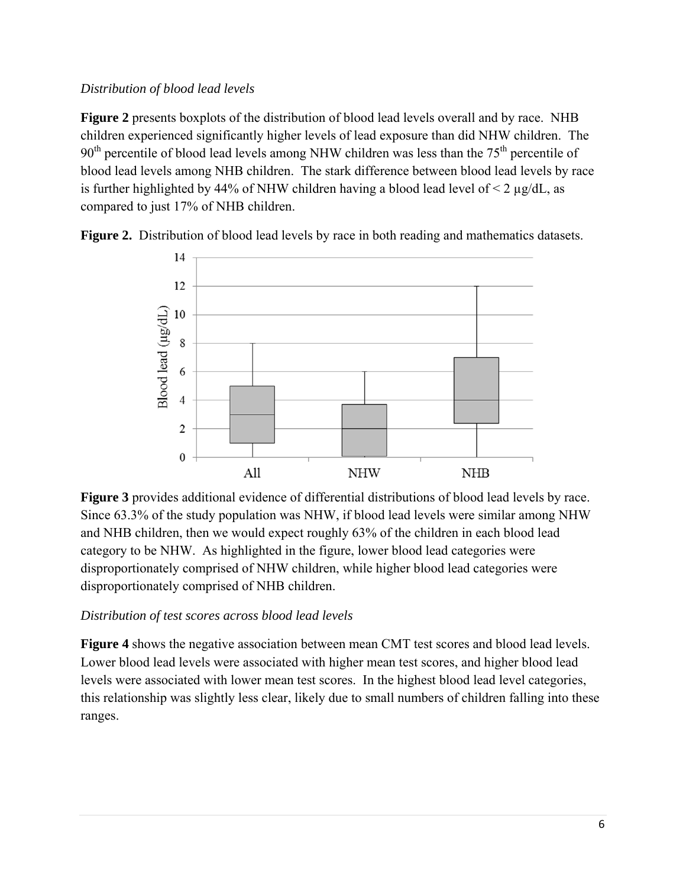*Distribution of blood lead levels*

**Figure 2** presents boxplots of the distribution of blood lead levels overall and by race. NHB children experienced significantly higher levels of lead exposure than did NHW children. The 90th percentile of blood lead levels among NHW children was less than the 75th percentile of blood lead levels among NHB children. The stark difference between blood lead levels by race is further highlighted by 44% of NHW children having a blood lead level of < 2 μg/dL, as compared to just 17% of NHB children.

**Figure 2.** Distribution of blood lead levels by race in both reading and mathematics datasets.

**Figure 3** provides additional evidence of differential distributions of blood lead levels by race. Since 63.3% of the study population was NHW, if blood lead levels were similar among NHW and NHB children, then we would expect roughly 63% of the children in each blood lead category to be NHW. As highlighted in the figure, lower blood lead categories were disproportionately comprised of NHW children, while higher blood lead categories were disproportionately comprised of NHB children.

*Distribution of test scores across blood lead levels*

**Figure 4** shows the negative association between mean CMT test scores and blood lead levels. Lower blood lead levels were associated with higher mean test scores, and higher blood lead levels were associated with lower mean test scores. In the highest blood lead level categories, this relationship was slightly less clear, likely due to small numbers of children falling into these ranges.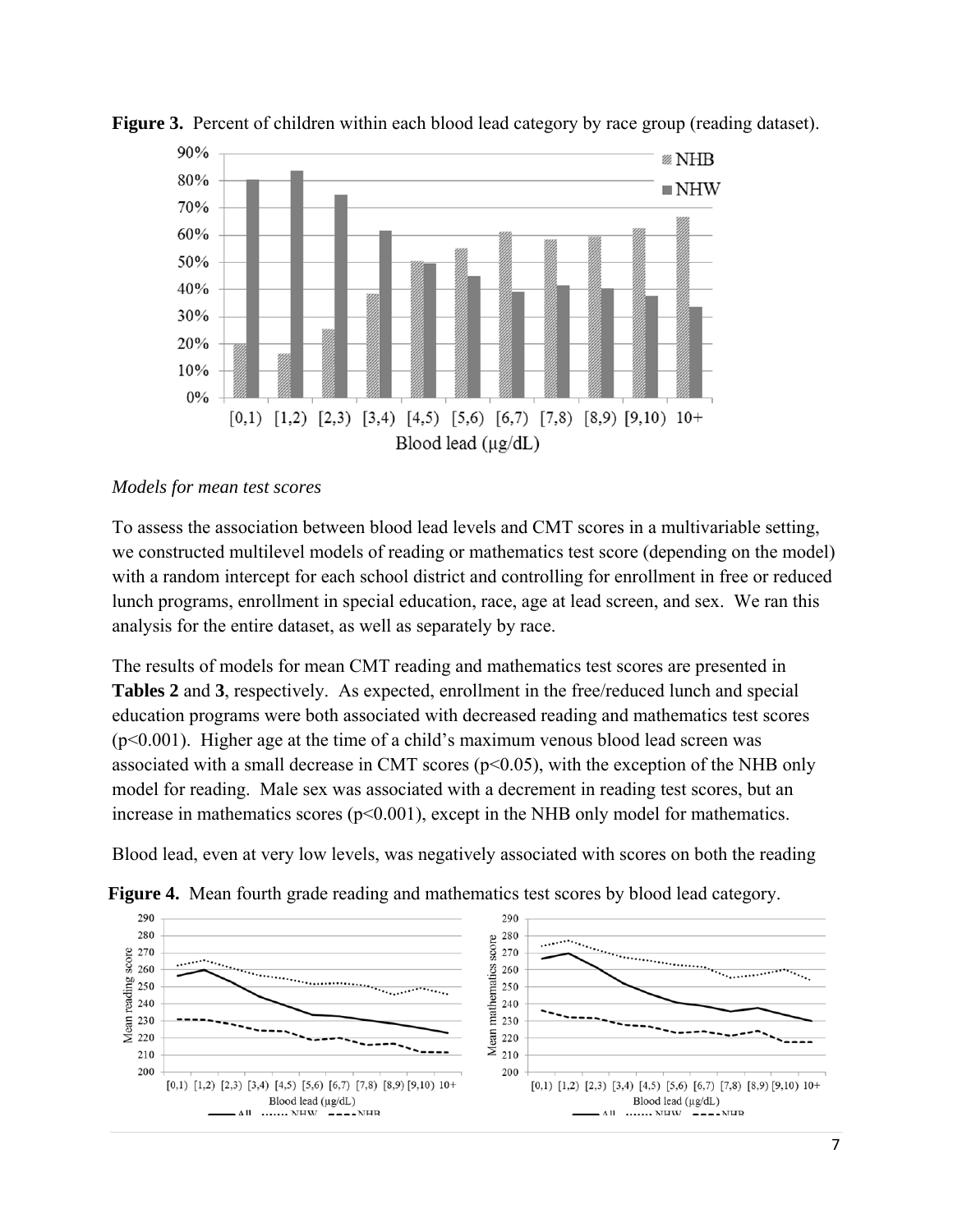**Figure 3.** Percent of children within each blood lead category by race group (reading dataset).

*Models for mean test scores*

To assess the association between blood lead levels and CMT scores in a multivariable setting, we constructed multilevel models of reading or mathematics test score (depending on the model) with a random intercept for each school district and controlling for enrollment in free or reduced lunch programs, enrollment in special education, race, age at lead screen, and sex. We ran this analysis for the entire dataset, as well as separately by race.

The results of models for mean CMT reading and mathematics test scores are presented in **Tables 2** and **3**, respectively. As expected, enrollment in the free/reduced lunch and special education programs were both associated with decreased reading and mathematics test scores ($p<0.001$). Higher age at the time of a child's maximum venous blood lead screen was associated with a small decrease in CMT scores ($p<0.05$), with the exception of the NHB only model for reading. Male sex was associated with a decrement in reading test scores, but an increase in mathematics scores ($p<0.001$), except in the NHB only model for mathematics.

Blood lead, even at very low levels, was negatively associated with scores on both the reading

**Figure 4.** Mean fourth grade reading and mathematics test scores by blood lead category.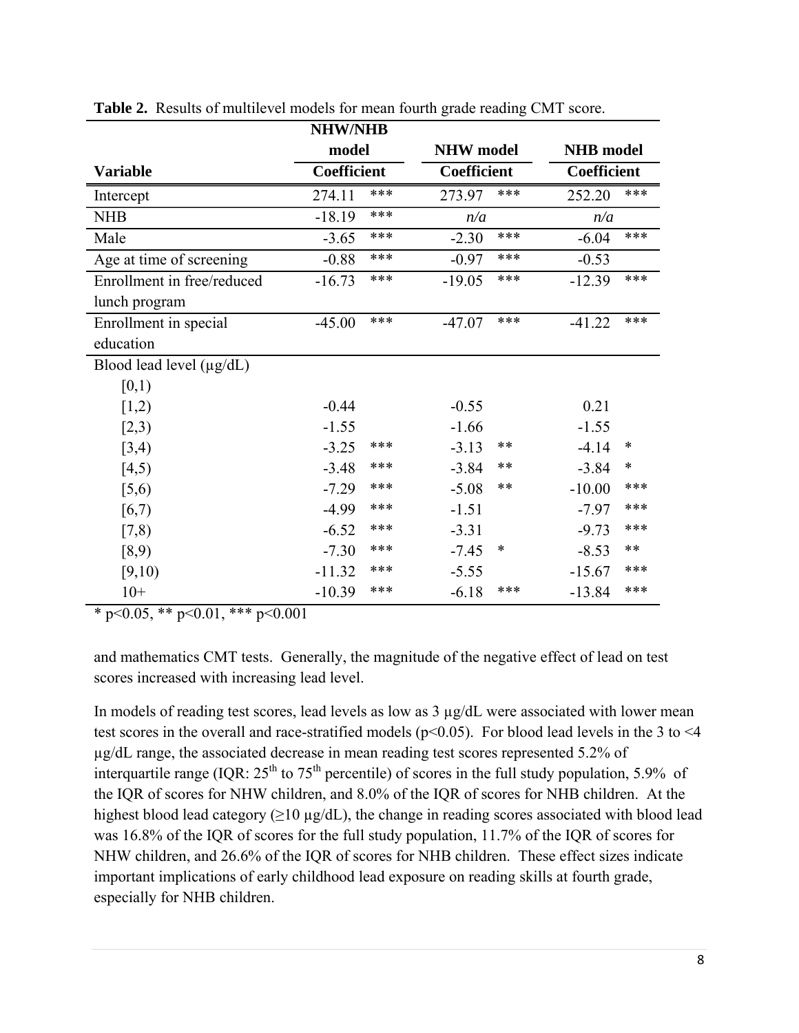**Table 2.** Results of multilevel models for mean fourth grade reading CMT score.

| Variable | NHW/NHB model Coefficient | | NHW model Coefficient | | NHB model Coefficient | |
|---|---|---|---|---|---|---|
| Intercept | 274.11 | *** | 273.97 | *** | 252.20 | *** |
| NHB | -18.19 | *** | *n/a* | | *n/a* | |
| Male | -3.65 | *** | -2.30 | *** | -6.04 | *** |
| Age at time of screening | -0.88 | *** | -0.97 | *** | -0.53 | |
| Enrollment in free/reduced lunch program | -16.73 | *** | -19.05 | *** | -12.39 | *** |
| Enrollment in special education | -45.00 | *** | -47.07 | *** | -41.22 | *** |
| Blood lead level (μg/dL) | | | | | | |
| [0,1) | | | | | | |
| [1,2) | -0.44 | | -0.55 | | 0.21 | |
| [2,3) | -1.55 | | -1.66 | | -1.55 | |
| [3,4) | -3.25 | *** | -3.13 | ** | -4.14 | * |
| [4,5) | -3.48 | *** | -3.84 | ** | -3.84 | * |
| [5,6) | -7.29 | *** | -5.08 | ** | -10.00 | *** |
| [6,7) | -4.99 | *** | -1.51 | | -7.97 | *** |
| [7,8) | -6.52 | *** | -3.31 | | -9.73 | *** |
| [8,9) | -7.30 | *** | -7.45 | * | -8.53 | ** |
| [9,10) | -11.32 | *** | -5.55 | | -15.67 | *** |
| 10+ | -10.39 | *** | -6.18 | *** | -13.84 | *** |

* p<0.05, ** p<0.01, *** p<0.001

and mathematics CMT tests. Generally, the magnitude of the negative effect of lead on test scores increased with increasing lead level.

In models of reading test scores, lead levels as low as 3 μg/dL were associated with lower mean test scores in the overall and race-stratified models ($p<0.05$). For blood lead levels in the 3 to <4 μg/dL range, the associated decrease in mean reading test scores represented 5.2% of interquartile range (IQR: 25th to 75th percentile) of scores in the full study population, 5.9% of the IQR of scores for NHW children, and 8.0% of the IQR of scores for NHB children. At the highest blood lead category (≥10 μg/dL), the change in reading scores associated with blood lead was 16.8% of the IQR of scores for the full study population, 11.7% of the IQR of scores for NHW children, and 26.6% of the IQR of scores for NHB children. These effect sizes indicate important implications of early childhood lead exposure on reading skills at fourth grade, especially for NHB children.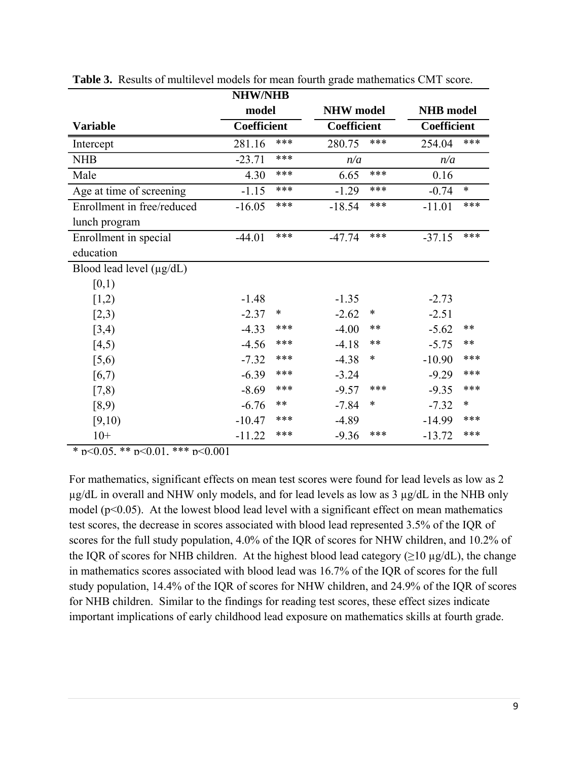**Table 3.** Results of multilevel models for mean fourth grade mathematics CMT score.

| Variable | NHW/NHB model Coefficient | | NHW model Coefficient | | NHB model Coefficient | |
|---|---|---|---|---|---|---|
| Intercept | 281.16 | *** | 280.75 | *** | 254.04 | *** |
| NHB | -23.71 | *** | *n/a* | | *n/a* | |
| Male | 4.30 | *** | 6.65 | *** | 0.16 | |
| Age at time of screening | -1.15 | *** | -1.29 | *** | -0.74 | * |
| Enrollment in free/reduced lunch program | -16.05 | *** | -18.54 | *** | -11.01 | *** |
| Enrollment in special education | -44.01 | *** | -47.74 | *** | -37.15 | *** |
| Blood lead level (μg/dL) | | | | | | |
| [0,1) | | | | | | |
| [1,2) | -1.48 | | -1.35 | | -2.73 | |
| [2,3) | -2.37 | * | -2.62 | * | -2.51 | |
| [3,4) | -4.33 | *** | -4.00 | ** | -5.62 | ** |
| [4,5) | -4.56 | *** | -4.18 | ** | -5.75 | ** |
| [5,6) | -7.32 | *** | -4.38 | * | -10.90 | *** |
| [6,7) | -6.39 | *** | -3.24 | | -9.29 | *** |
| [7,8) | -8.69 | *** | -9.57 | *** | -9.35 | *** |
| [8,9) | -6.76 | ** | -7.84 | * | -7.32 | * |
| [9,10) | -10.47 | *** | -4.89 | | -14.99 | *** |
| 10+ | -11.22 | *** | -9.36 | *** | -13.72 | *** |

* $p<0.05$, ** $p<0.01$, *** $p<0.001$

For mathematics, significant effects on mean test scores were found for lead levels as low as 2 μg/dL in overall and NHW only models, and for lead levels as low as 3 μg/dL in the NHB only model ($p<0.05$). At the lowest blood lead level with a significant effect on mean mathematics test scores, the decrease in scores associated with blood lead represented 3.5% of the IQR of scores for the full study population, 4.0% of the IQR of scores for NHW children, and 10.2% of the IQR of scores for NHB children. At the highest blood lead category (≥10 μg/dL), the change in mathematics scores associated with blood lead was 16.7% of the IQR of scores for the full study population, 14.4% of the IQR of scores for NHW children, and 24.9% of the IQR of scores for NHB children. Similar to the findings for reading test scores, these effect sizes indicate important implications of early childhood lead exposure on mathematics skills at fourth grade.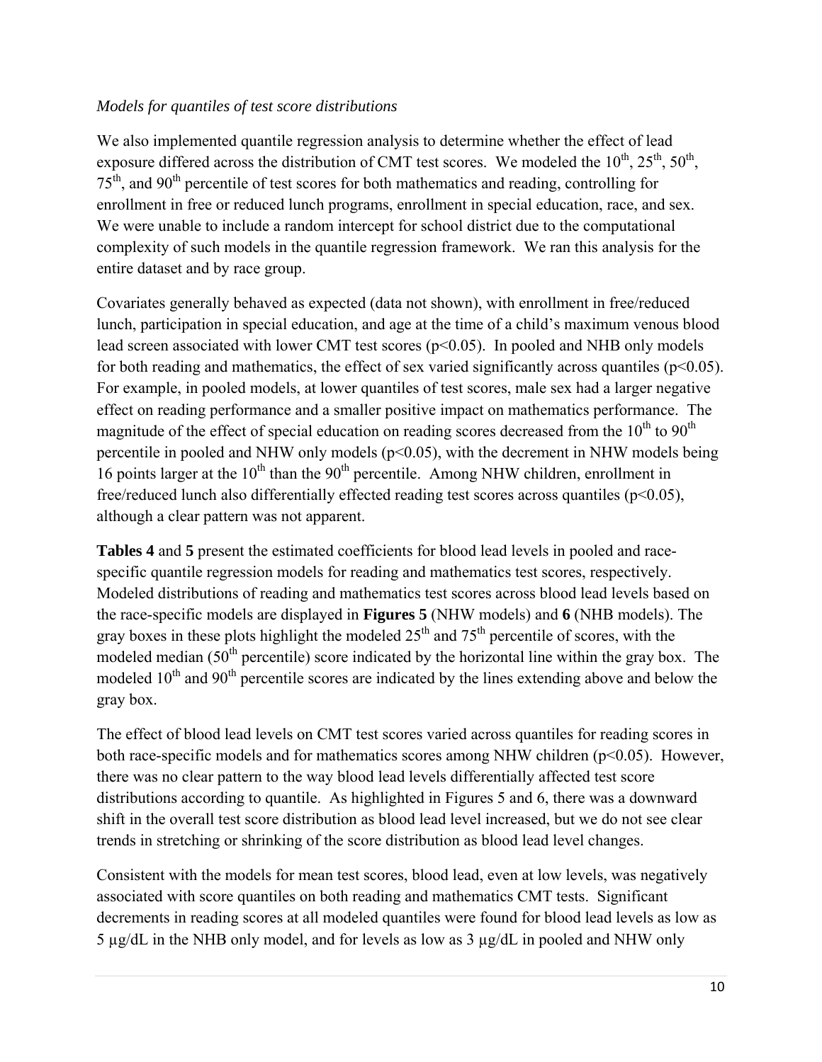*Models for quantiles of test score distributions*

We also implemented quantile regression analysis to determine whether the effect of lead exposure differed across the distribution of CMT test scores. We modeled the 10th, 25th, 50th, 75th, and 90th percentile of test scores for both mathematics and reading, controlling for enrollment in free or reduced lunch programs, enrollment in special education, race, and sex. We were unable to include a random intercept for school district due to the computational complexity of such models in the quantile regression framework. We ran this analysis for the entire dataset and by race group.

Covariates generally behaved as expected (data not shown), with enrollment in free/reduced lunch, participation in special education, and age at the time of a child's maximum venous blood lead screen associated with lower CMT test scores ($p<0.05$). In pooled and NHB only models for both reading and mathematics, the effect of sex varied significantly across quantiles ($p<0.05$). For example, in pooled models, at lower quantiles of test scores, male sex had a larger negative effect on reading performance and a smaller positive impact on mathematics performance. The magnitude of the effect of special education on reading scores decreased from the 10th to 90th percentile in pooled and NHW only models ($p<0.05$), with the decrement in NHW models being 16 points larger at the 10th than the 90th percentile. Among NHW children, enrollment in free/reduced lunch also differentially effected reading test scores across quantiles ($p<0.05$), although a clear pattern was not apparent.

**Tables 4** and **5** present the estimated coefficients for blood lead levels in pooled and race-specific quantile regression models for reading and mathematics test scores, respectively. Modeled distributions of reading and mathematics test scores across blood lead levels based on the race-specific models are displayed in **Figures 5** (NHW models) and **6** (NHB models). The gray boxes in these plots highlight the modeled 25th and 75th percentile of scores, with the modeled median (50th percentile) score indicated by the horizontal line within the gray box. The modeled 10th and 90th percentile scores are indicated by the lines extending above and below the gray box.

The effect of blood lead levels on CMT test scores varied across quantiles for reading scores in both race-specific models and for mathematics scores among NHW children ($p<0.05$). However, there was no clear pattern to the way blood lead levels differentially affected test score distributions according to quantile. As highlighted in Figures 5 and 6, there was a downward shift in the overall test score distribution as blood lead level increased, but we do not see clear trends in stretching or shrinking of the score distribution as blood lead level changes.

Consistent with the models for mean test scores, blood lead, even at low levels, was negatively associated with score quantiles on both reading and mathematics CMT tests. Significant decrements in reading scores at all modeled quantiles were found for blood lead levels as low as 5 µg/dL in the NHB only model, and for levels as low as 3 µg/dL in pooled and NHW only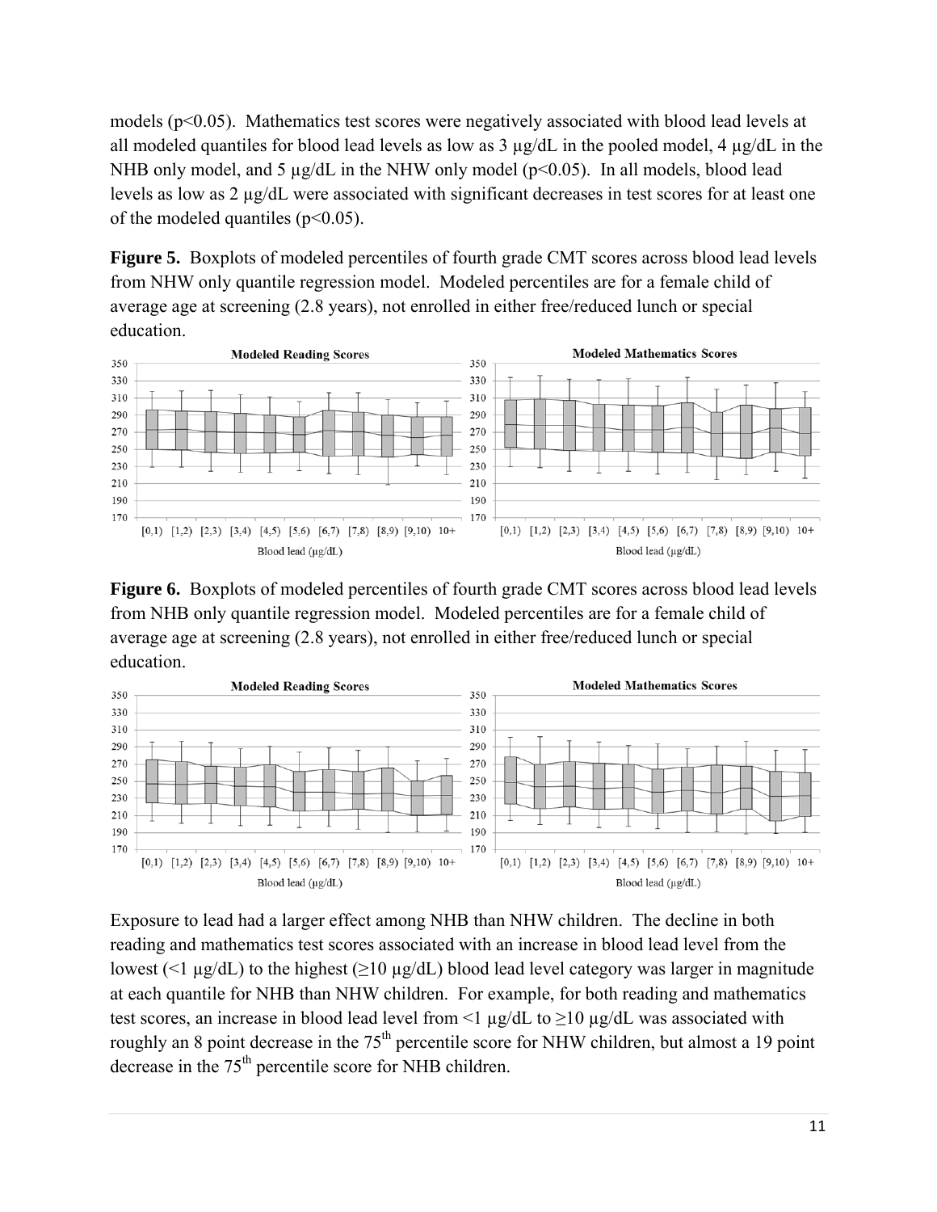models ($p<0.05$). Mathematics test scores were negatively associated with blood lead levels at all modeled quantiles for blood lead levels as low as 3 µg/dL in the pooled model, 4 µg/dL in the NHB only model, and 5 µg/dL in the NHW only model ($p<0.05$). In all models, blood lead levels as low as 2 µg/dL were associated with significant decreases in test scores for at least one of the modeled quantiles ($p<0.05$).

**Figure 5.** Boxplots of modeled percentiles of fourth grade CMT scores across blood lead levels from NHW only quantile regression model. Modeled percentiles are for a female child of average age at screening (2.8 years), not enrolled in either free/reduced lunch or special education.

**Figure 6.** Boxplots of modeled percentiles of fourth grade CMT scores across blood lead levels from NHB only quantile regression model. Modeled percentiles are for a female child of average age at screening (2.8 years), not enrolled in either free/reduced lunch or special education.

Exposure to lead had a larger effect among NHB than NHW children. The decline in both reading and mathematics test scores associated with an increase in blood lead level from the lowest (<1 µg/dL) to the highest (≥10 µg/dL) blood lead level category was larger in magnitude at each quantile for NHB than NHW children. For example, for both reading and mathematics test scores, an increase in blood lead level from <1 µg/dL to ≥10 µg/dL was associated with roughly an 8 point decrease in the 75th percentile score for NHW children, but almost a 19 point decrease in the 75th percentile score for NHB children.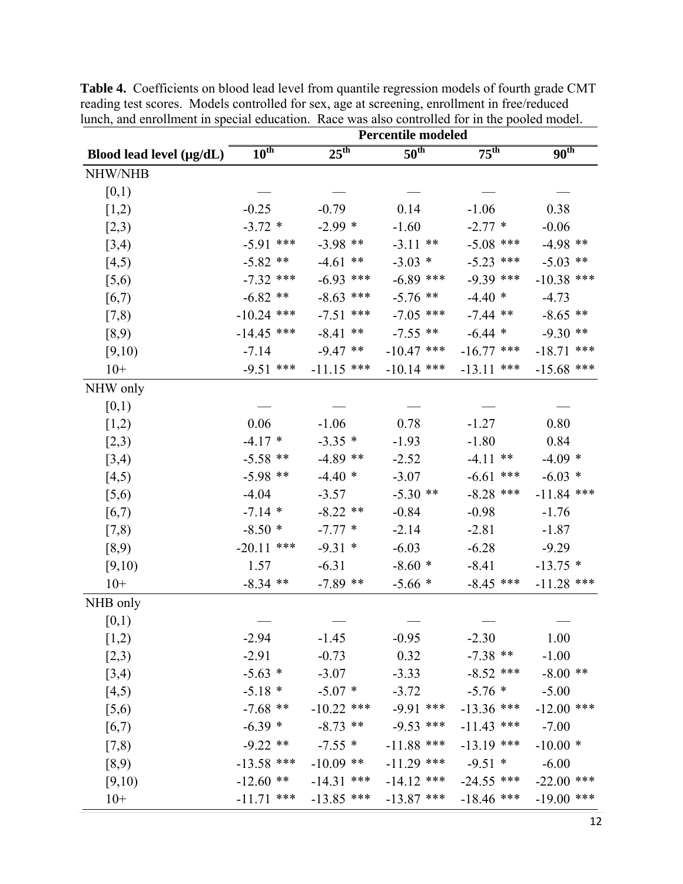**Table 4.** Coefficients on blood lead level from quantile regression models of fourth grade CMT reading test scores. Models controlled for sex, age at screening, enrollment in free/reduced lunch, and enrollment in special education. Race was also controlled for in the pooled model.

| | Percentile modeled | | | | |
|---|---|---|---|---|---|
| **Blood lead level (μg/dL)** | **10th** | **25th** | **50th** | **75th** | **90th** |
| NHW/NHB | | | | | |
| [0,1) | — | — | — | — | — |
| [1,2) | -0.25 | -0.79 | 0.14 | -1.06 | 0.38 |
| [2,3) | -3.72 * | -2.99 * | -1.60 | -2.77 * | -0.06 |
| [3,4) | -5.91 *** | -3.98 ** | -3.11 ** | -5.08 *** | -4.98 ** |
| [4,5) | -5.82 ** | -4.61 ** | -3.03 * | -5.23 *** | -5.03 ** |
| [5,6) | -7.32 *** | -6.93 *** | -6.89 *** | -9.39 *** | -10.38 *** |
| [6,7) | -6.82 ** | -8.63 *** | -5.76 ** | -4.40 * | -4.73 |
| [7,8) | -10.24 *** | -7.51 *** | -7.05 *** | -7.44 ** | -8.65 ** |
| [8,9) | -14.45 *** | -8.41 ** | -7.55 ** | -6.44 * | -9.30 ** |
| [9,10) | -7.14 | -9.47 ** | -10.47 *** | -16.77 *** | -18.71 *** |
| 10+ | -9.51 *** | -11.15 *** | -10.14 *** | -13.11 *** | -15.68 *** |
| NHW only | | | | | |
| [0,1) | — | — | — | — | — |
| [1,2) | 0.06 | -1.06 | 0.78 | -1.27 | 0.80 |
| [2,3) | -4.17 * | -3.35 * | -1.93 | -1.80 | 0.84 |
| [3,4) | -5.58 ** | -4.89 ** | -2.52 | -4.11 ** | -4.09 * |
| [4,5) | -5.98 ** | -4.40 * | -3.07 | -6.61 *** | -6.03 * |
| [5,6) | -4.04 | -3.57 | -5.30 ** | -8.28 *** | -11.84 *** |
| [6,7) | -7.14 * | -8.22 ** | -0.84 | -0.98 | -1.76 |
| [7,8) | -8.50 * | -7.77 * | -2.14 | -2.81 | -1.87 |
| [8,9) | -20.11 *** | -9.31 * | -6.03 | -6.28 | -9.29 |
| [9,10) | 1.57 | -6.31 | -8.60 * | -8.41 | -13.75 * |
| 10+ | -8.34 ** | -7.89 ** | -5.66 * | -8.45 *** | -11.28 *** |
| NHB only | | | | | |
| [0,1) | — | — | — | — | — |
| [1,2) | -2.94 | -1.45 | -0.95 | -2.30 | 1.00 |
| [2,3) | -2.91 | -0.73 | 0.32 | -7.38 ** | -1.00 |
| [3,4) | -5.63 * | -3.07 | -3.33 | -8.52 *** | -8.00 ** |
| [4,5) | -5.18 * | -5.07 * | -3.72 | -5.76 * | -5.00 |
| [5,6) | -7.68 ** | -10.22 *** | -9.91 *** | -13.36 *** | -12.00 *** |
| [6,7) | -6.39 * | -8.73 ** | -9.53 *** | -11.43 *** | -7.00 |
| [7,8) | -9.22 ** | -7.55 * | -11.88 *** | -13.19 *** | -10.00 * |
| [8,9) | -13.58 *** | -10.09 ** | -11.29 *** | -9.51 * | -6.00 |
| [9,10) | -12.60 ** | -14.31 *** | -14.12 *** | -24.55 *** | -22.00 *** |
| 10+ | -11.71 *** | -13.85 *** | -13.87 *** | -18.46 *** | -19.00 *** |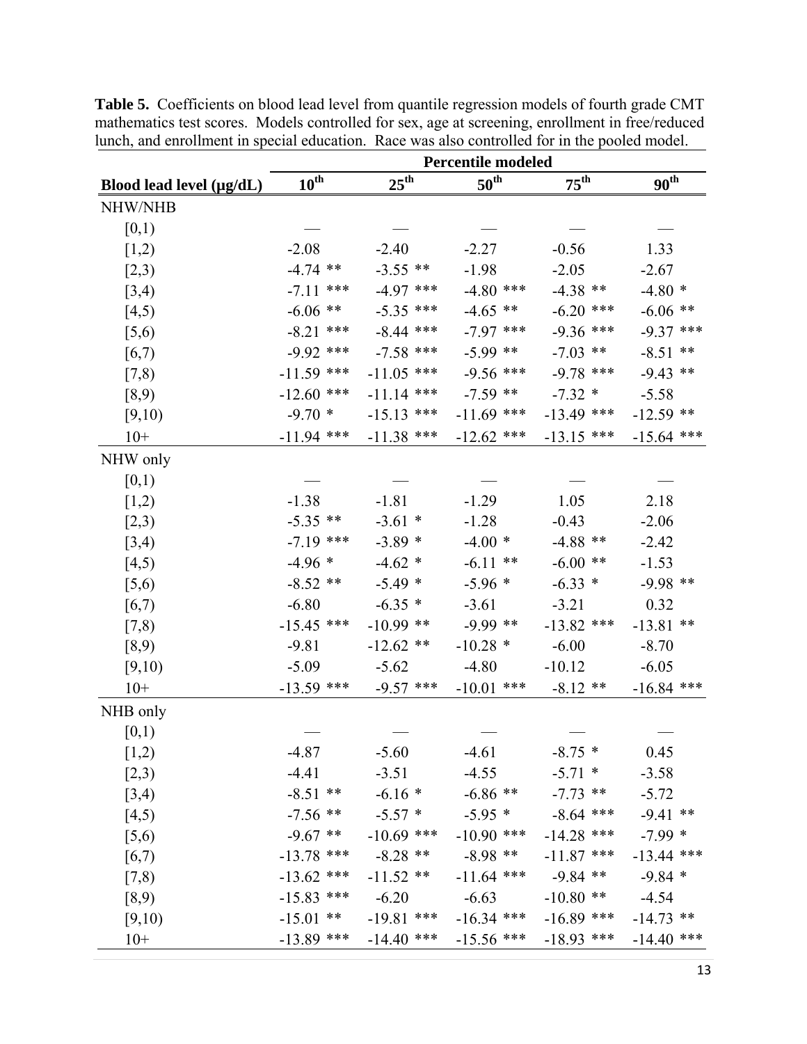**Table 5.** Coefficients on blood lead level from quantile regression models of fourth grade CMT mathematics test scores. Models controlled for sex, age at screening, enrollment in free/reduced lunch, and enrollment in special education. Race was also controlled for in the pooled model.

| | Percentile modeled | | | | |
|---|---|---|---|---|---|
| **Blood lead level (μg/dL)** | **10th** | **25th** | **50th** | **75th** | **90th** |
| NHW/NHB | | | | | |
| [0,1) | — | — | — | — | — |
| [1,2) | -2.08 | -2.40 | -2.27 | -0.56 | 1.33 |
| [2,3) | -4.74 ** | -3.55 ** | -1.98 | -2.05 | -2.67 |
| [3,4) | -7.11 *** | -4.97 *** | -4.80 *** | -4.38 ** | -4.80 * |
| [4,5) | -6.06 ** | -5.35 *** | -4.65 ** | -6.20 *** | -6.06 ** |
| [5,6) | -8.21 *** | -8.44 *** | -7.97 *** | -9.36 *** | -9.37 *** |
| [6,7) | -9.92 *** | -7.58 *** | -5.99 ** | -7.03 ** | -8.51 ** |
| [7,8) | -11.59 *** | -11.05 *** | -9.56 *** | -9.78 *** | -9.43 ** |
| [8,9) | -12.60 *** | -11.14 *** | -7.59 ** | -7.32 * | -5.58 |
| [9,10) | -9.70 * | -15.13 *** | -11.69 *** | -13.49 *** | -12.59 ** |
| 10+ | -11.94 *** | -11.38 *** | -12.62 *** | -13.15 *** | -15.64 *** |
| NHW only | | | | | |
| [0,1) | — | — | — | — | — |
| [1,2) | -1.38 | -1.81 | -1.29 | 1.05 | 2.18 |
| [2,3) | -5.35 ** | -3.61 * | -1.28 | -0.43 | -2.06 |
| [3,4) | -7.19 *** | -3.89 * | -4.00 * | -4.88 ** | -2.42 |
| [4,5) | -4.96 * | -4.62 * | -6.11 ** | -6.00 ** | -1.53 |
| [5,6) | -8.52 ** | -5.49 * | -5.96 * | -6.33 * | -9.98 ** |
| [6,7) | -6.80 | -6.35 * | -3.61 | -3.21 | 0.32 |
| [7,8) | -15.45 *** | -10.99 ** | -9.99 ** | -13.82 *** | -13.81 ** |
| [8,9) | -9.81 | -12.62 ** | -10.28 * | -6.00 | -8.70 |
| [9,10) | -5.09 | -5.62 | -4.80 | -10.12 | -6.05 |
| 10+ | -13.59 *** | -9.57 *** | -10.01 *** | -8.12 ** | -16.84 *** |
| NHB only | | | | | |
| [0,1) | — | — | — | — | — |
| [1,2) | -4.87 | -5.60 | -4.61 | -8.75 * | 0.45 |
| [2,3) | -4.41 | -3.51 | -4.55 | -5.71 * | -3.58 |
| [3,4) | -8.51 ** | -6.16 * | -6.86 ** | -7.73 ** | -5.72 |
| [4,5) | -7.56 ** | -5.57 * | -5.95 * | -8.64 *** | -9.41 ** |
| [5,6) | -9.67 ** | -10.69 *** | -10.90 *** | -14.28 *** | -7.99 * |
| [6,7) | -13.78 *** | -8.28 ** | -8.98 ** | -11.87 *** | -13.44 *** |
| [7,8) | -13.62 *** | -11.52 ** | -11.64 *** | -9.84 ** | -9.84 * |
| [8,9) | -15.83 *** | -6.20 | -6.63 | -10.80 ** | -4.54 |
| [9,10) | -15.01 ** | -19.81 *** | -16.34 *** | -16.89 *** | -14.73 ** |
| 10+ | -13.89 *** | -14.40 *** | -15.56 *** | -18.93 *** | -14.40 *** |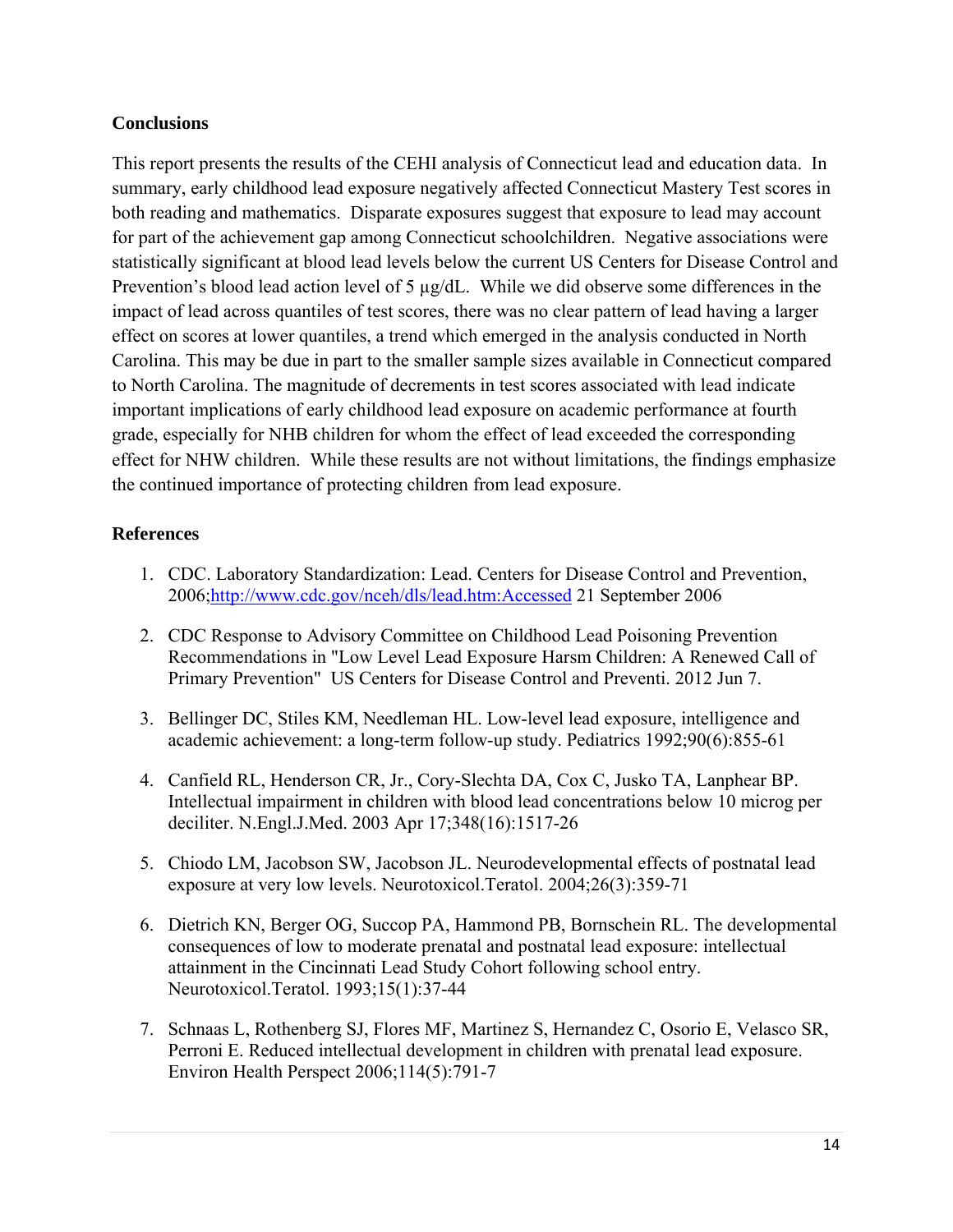## Conclusions

This report presents the results of the CEHI analysis of Connecticut lead and education data. In summary, early childhood lead exposure negatively affected Connecticut Mastery Test scores in both reading and mathematics. Disparate exposures suggest that exposure to lead may account for part of the achievement gap among Connecticut schoolchildren. Negative associations were statistically significant at blood lead levels below the current US Centers for Disease Control and Prevention's blood lead action level of 5 µg/dL. While we did observe some differences in the impact of lead across quantiles of test scores, there was no clear pattern of lead having a larger effect on scores at lower quantiles, a trend which emerged in the analysis conducted in North Carolina. This may be due in part to the smaller sample sizes available in Connecticut compared to North Carolina. The magnitude of decrements in test scores associated with lead indicate important implications of early childhood lead exposure on academic performance at fourth grade, especially for NHB children for whom the effect of lead exceeded the corresponding effect for NHW children. While these results are not without limitations, the findings emphasize the continued importance of protecting children from lead exposure.

## References

1. CDC. Laboratory Standardization: Lead. Centers for Disease Control and Prevention, 2006;http://www.cdc.gov/nceh/dls/lead.htm:Accessed 21 September 2006

2. CDC Response to Advisory Committee on Childhood Lead Poisoning Prevention Recommendations in "Low Level Lead Exposure Harsm Children: A Renewed Call of Primary Prevention" US Centers for Disease Control and Preventi. 2012 Jun 7.

3. Bellinger DC, Stiles KM, Needleman HL. Low-level lead exposure, intelligence and academic achievement: a long-term follow-up study. Pediatrics 1992;90(6):855-61

4. Canfield RL, Henderson CR, Jr., Cory-Slechta DA, Cox C, Jusko TA, Lanphear BP. Intellectual impairment in children with blood lead concentrations below 10 microg per deciliter. N.Engl.J.Med. 2003 Apr 17;348(16):1517-26

5. Chiodo LM, Jacobson SW, Jacobson JL. Neurodevelopmental effects of postnatal lead exposure at very low levels. Neurotoxicol.Teratol. 2004;26(3):359-71

6. Dietrich KN, Berger OG, Succop PA, Hammond PB, Bornschein RL. The developmental consequences of low to moderate prenatal and postnatal lead exposure: intellectual attainment in the Cincinnati Lead Study Cohort following school entry. Neurotoxicol.Teratol. 1993;15(1):37-44

7. Schnaas L, Rothenberg SJ, Flores MF, Martinez S, Hernandez C, Osorio E, Velasco SR, Perroni E. Reduced intellectual development in children with prenatal lead exposure. Environ Health Perspect 2006;114(5):791-7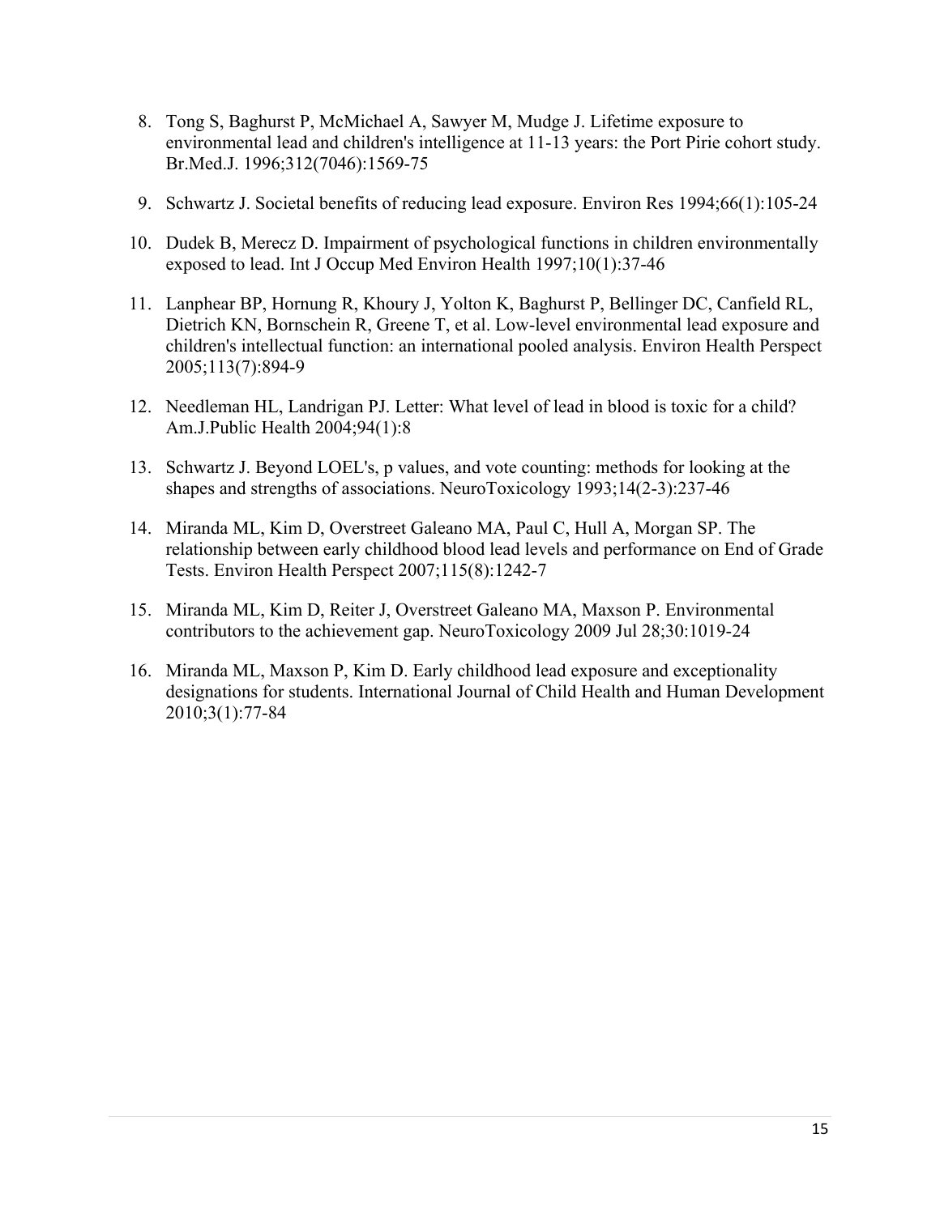8. Tong S, Baghurst P, McMichael A, Sawyer M, Mudge J. Lifetime exposure to environmental lead and children's intelligence at 11-13 years: the Port Pirie cohort study. Br.Med.J. 1996;312(7046):1569-75
9. Schwartz J. Societal benefits of reducing lead exposure. Environ Res 1994;66(1):105-24
10. Dudek B, Merecz D. Impairment of psychological functions in children environmentally exposed to lead. Int J Occup Med Environ Health 1997;10(1):37-46
11. Lanphear BP, Hornung R, Khoury J, Yolton K, Baghurst P, Bellinger DC, Canfield RL, Dietrich KN, Bornschein R, Greene T, et al. Low-level environmental lead exposure and children's intellectual function: an international pooled analysis. Environ Health Perspect 2005;113(7):894-9
12. Needleman HL, Landrigan PJ. Letter: What level of lead in blood is toxic for a child? Am.J.Public Health 2004;94(1):8
13. Schwartz J. Beyond LOEL's, p values, and vote counting: methods for looking at the shapes and strengths of associations. NeuroToxicology 1993;14(2-3):237-46
14. Miranda ML, Kim D, Overstreet Galeano MA, Paul C, Hull A, Morgan SP. The relationship between early childhood blood lead levels and performance on End of Grade Tests. Environ Health Perspect 2007;115(8):1242-7
15. Miranda ML, Kim D, Reiter J, Overstreet Galeano MA, Maxson P. Environmental contributors to the achievement gap. NeuroToxicology 2009 Jul 28;30:1019-24
16. Miranda ML, Maxson P, Kim D. Early childhood lead exposure and exceptionality designations for students. International Journal of Child Health and Human Development 2010;3(1):77-84